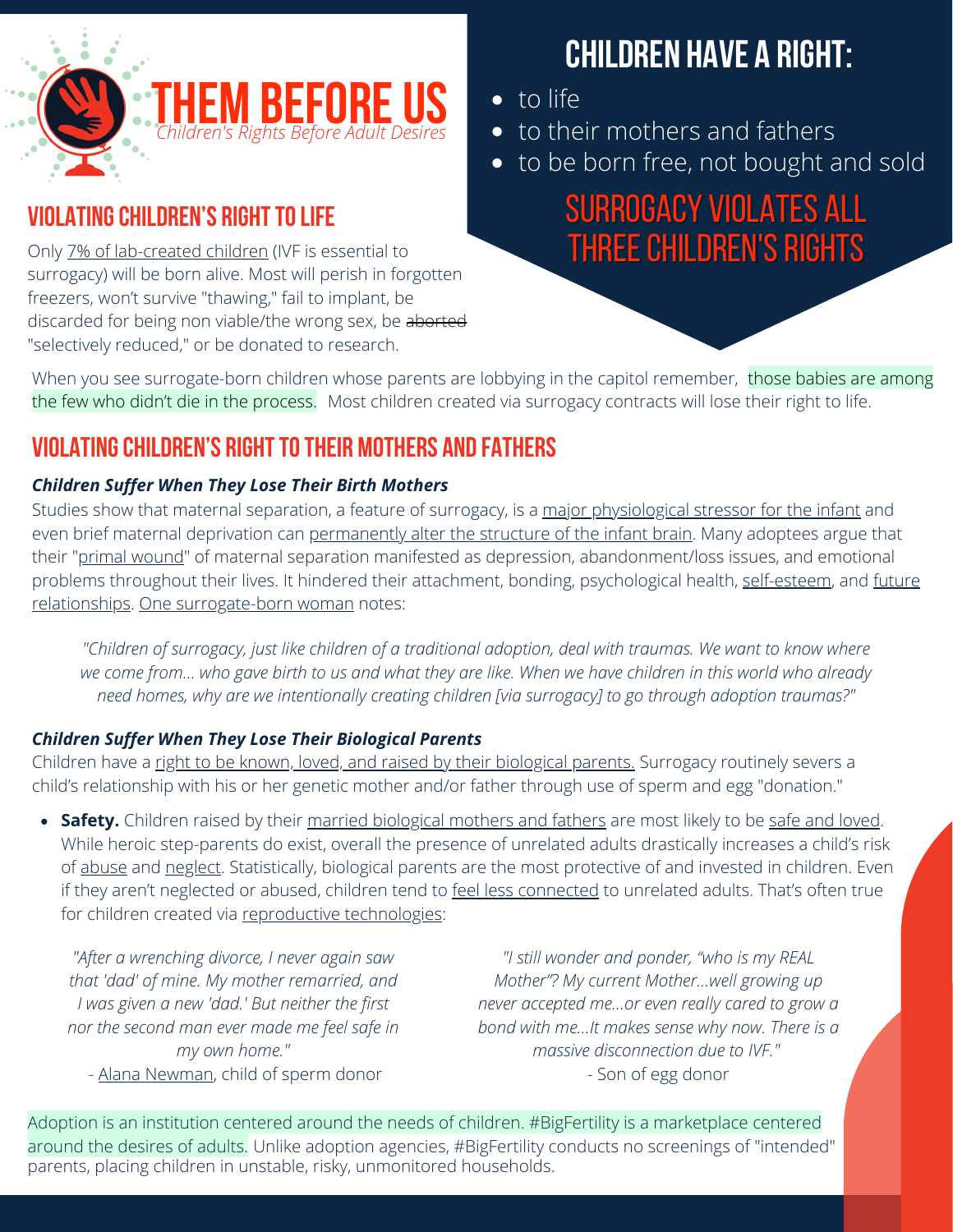# THEM BEFORE US

*Children's Rights Before Adult Desires*

## CHILDREN HAVE A RIGHT:

- to life
- to their mothers and fathers
- to be born free, not bought and sold

## SURROGACY VIOLATES ALL THREE CHILDREN'S RIGHTS

## VIOLATING CHILDREN'S RIGHT TO LIFE

Only 7% of lab-created children (IVF is essential to surrogacy) will be born alive. Most will perish in forgotten freezers, won't survive "thawing," fail to implant, be discarded for being non viable/the wrong sex, be ~~aborted~~ "selectively reduced," or be donated to research.

When you see surrogate-born children whose parents are lobbying in the capitol remember, those babies are among the few who didn't die in the process. Most children created via surrogacy contracts will lose their right to life.

## VIOLATING CHILDREN'S RIGHT TO THEIR MOTHERS AND FATHERS

### *Children Suffer When They Lose Their Birth Mothers*

Studies show that maternal separation, a feature of surrogacy, is a major physiological stressor for the infant and even brief maternal deprivation can permanently alter the structure of the infant brain. Many adoptees argue that their "primal wound" of maternal separation manifested as depression, abandonment/loss issues, and emotional problems throughout their lives. It hindered their attachment, bonding, psychological health, self-esteem, and future relationships. One surrogate-born woman notes:

> *"Children of surrogacy, just like children of a traditional adoption, deal with traumas. We want to know where we come from... who gave birth to us and what they are like. When we have children in this world who already need homes, why are we intentionally creating children [via surrogacy] to go through adoption traumas?"*

### *Children Suffer When They Lose Their Biological Parents*

Children have a right to be known, loved, and raised by their biological parents. Surrogacy routinely severs a child's relationship with his or her genetic mother and/or father through use of sperm and egg "donation."

- **Safety.** Children raised by their married biological mothers and fathers are most likely to be safe and loved. While heroic step-parents do exist, overall the presence of unrelated adults drastically increases a child's risk of abuse and neglect. Statistically, biological parents are the most protective of and invested in children. Even if they aren't neglected or abused, children tend to feel less connected to unrelated adults. That's often true for children created via reproductive technologies:

> *"After a wrenching divorce, I never again saw that 'dad' of mine. My mother remarried, and I was given a new 'dad.' But neither the first nor the second man ever made me feel safe in my own home."*
>
> \- Alana Newman, child of sperm donor

> *"I still wonder and ponder, "who is my REAL Mother"? My current Mother...well growing up never accepted me...or even really cared to grow a bond with me...It makes sense why now. There is a massive disconnection due to IVF."*
>
> \- Son of egg donor

Adoption is an institution centered around the needs of children. #BigFertility is a marketplace centered around the desires of adults. Unlike adoption agencies, #BigFertility conducts no screenings of "intended" parents, placing children in unstable, risky, unmonitored households.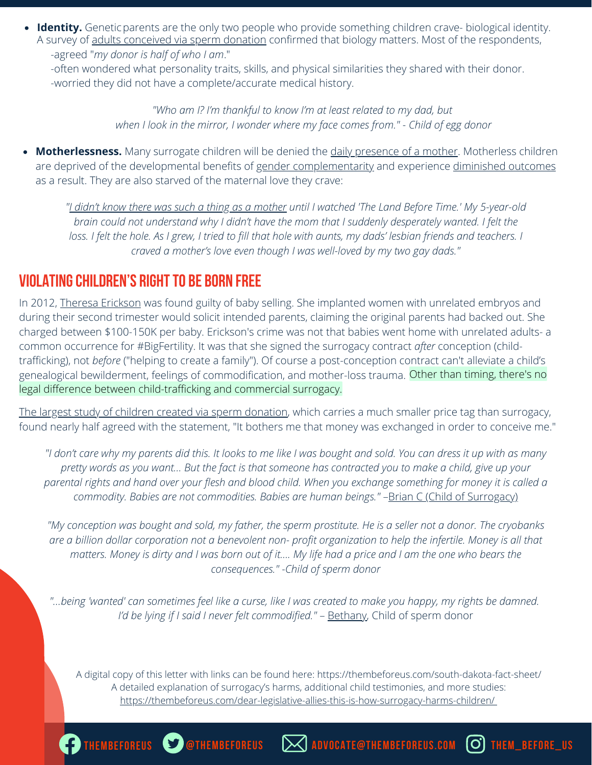- **Identity.** Genetic parents are the only two people who provide something children crave- biological identity. A survey of adults conceived via sperm donation confirmed that biology matters. Most of the respondents,
  - -agreed "*my donor is half of who I am*."
  - -often wondered what personality traits, skills, and physical similarities they shared with their donor.
  - -worried they did not have a complete/accurate medical history.

*"Who am I? I'm thankful to know I'm at least related to my dad, but when I look in the mirror, I wonder where my face comes from." - Child of egg donor*

- **Motherlessness.** Many surrogate children will be denied the daily presence of a mother. Motherless children are deprived of the developmental benefits of gender complementarity and experience diminished outcomes as a result. They are also starved of the maternal love they crave:

*"I didn't know there was such a thing as a mother until I watched 'The Land Before Time.' My 5-year-old brain could not understand why I didn't have the mom that I suddenly desperately wanted. I felt the loss. I felt the hole. As I grew, I tried to fill that hole with aunts, my dads' lesbian friends and teachers. I craved a mother's love even though I was well-loved by my two gay dads."*

## VIOLATING CHILDREN'S RIGHT TO BE BORN FREE

In 2012, Theresa Erickson was found guilty of baby selling. She implanted women with unrelated embryos and during their second trimester would solicit intended parents, claiming the original parents had backed out. She charged between $100-150K per baby. Erickson's crime was not that babies went home with unrelated adults- a common occurrence for #BigFertility. It was that she signed the surrogacy contract *after* conception (child-trafficking), not *before* ("helping to create a family"). Of course a post-conception contract can't alleviate a child's genealogical bewilderment, feelings of commodification, and mother-loss trauma. Other than timing, there's no legal difference between child-trafficking and commercial surrogacy.

The largest study of children created via sperm donation, which carries a much smaller price tag than surrogacy, found nearly half agreed with the statement, "It bothers me that money was exchanged in order to conceive me."

*"I don't care why my parents did this. It looks to me like I was bought and sold. You can dress it up with as many pretty words as you want... But the fact is that someone has contracted you to make a child, give up your parental rights and hand over your flesh and blood child. When you exchange something for money it is called a commodity. Babies are not commodities. Babies are human beings."* –Brian C (Child of Surrogacy)

*"My conception was bought and sold, my father, the sperm prostitute. He is a seller not a donor. The cryobanks are a billion dollar corporation not a benevolent non- profit organization to help the infertile. Money is all that matters. Money is dirty and I was born out of it.... My life had a price and I am the one who bears the consequences." -Child of sperm donor*

*"...being 'wanted' can sometimes feel like a curse, like I was created to make you happy, my rights be damned. I'd be lying if I said I never felt commodified."* – Bethany, Child of sperm donor

A digital copy of this letter with links can be found here: https://thembeforeus.com/south-dakota-fact-sheet/
A detailed explanation of surrogacy's harms, additional child testimonies, and more studies: https://thembeforeus.com/dear-legislative-allies-this-is-how-surrogacy-harms-children/

THEMBEFOREUS @THEMBEFOREUS ADVOCATE@THEMBEFOREUS.COM THEM_BEFORE_US